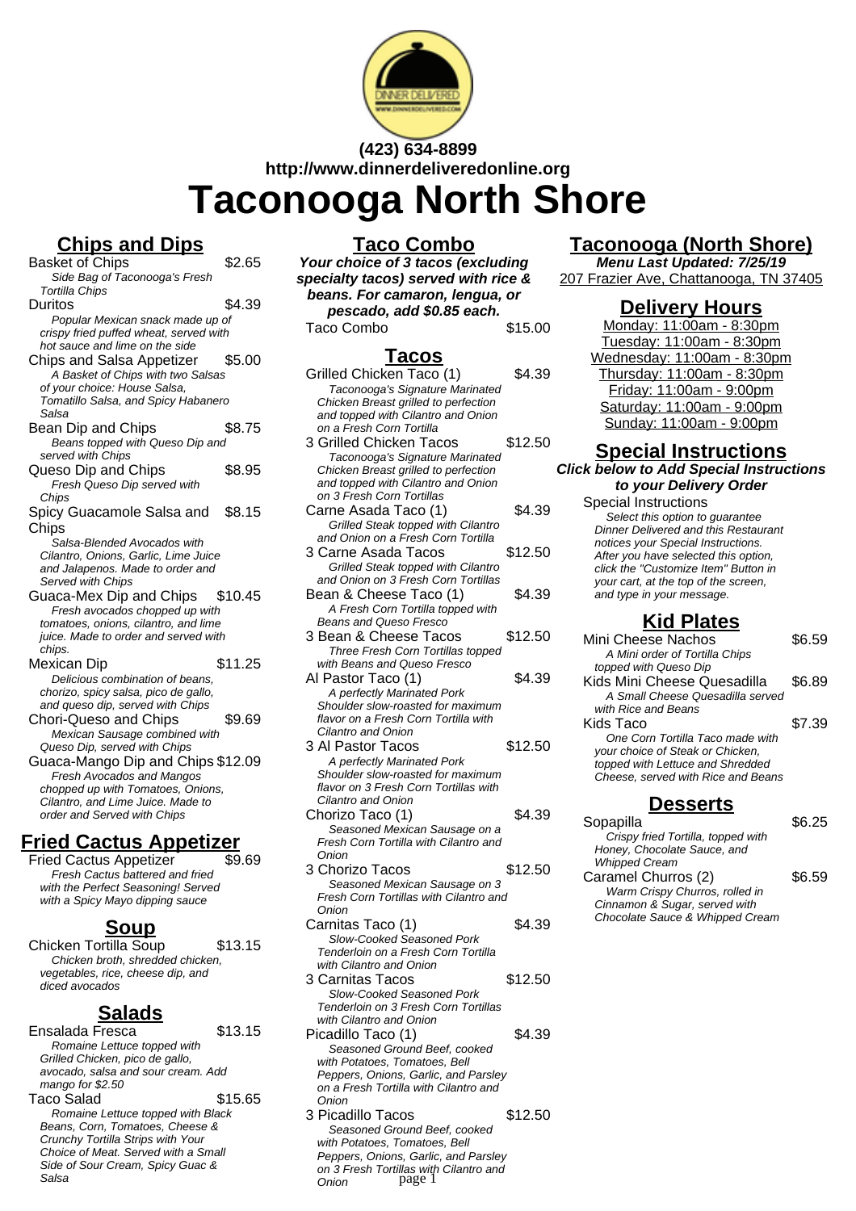(423) 634-8899
http://www.dinnerdeliveredonline.org

# Taconooga North Shore

## Chips and Dips

**Basket of Chips** — $2.65
*Side Bag of Taconooga's Fresh Tortilla Chips*

**Duritos** — $4.39
*Popular Mexican snack made up of crispy fried puffed wheat, served with hot sauce and lime on the side*

**Chips and Salsa Appetizer** — $5.00
*A Basket of Chips with two Salsas of your choice: House Salsa, Tomatillo Salsa, and Spicy Habanero Salsa*

**Bean Dip and Chips** — $8.75
*Beans topped with Queso Dip and served with Chips*

**Queso Dip and Chips** — $8.95
*Fresh Queso Dip served with Chips*

**Spicy Guacamole Salsa and Chips** — $8.15
*Salsa-Blended Avocados with Cilantro, Onions, Garlic, Lime Juice and Jalapenos. Made to order and Served with Chips*

**Guaca-Mex Dip and Chips** — $10.45
*Fresh avocados chopped up with tomatoes, onions, cilantro, and lime juice. Made to order and served with chips.*

**Mexican Dip** — $11.25
*Delicious combination of beans, chorizo, spicy salsa, pico de gallo, and queso dip, served with Chips*

**Chori-Queso and Chips** — $9.69
*Mexican Sausage combined with Queso Dip, served with Chips*

**Guaca-Mango Dip and Chips** — $12.09
*Fresh Avocados and Mangos chopped up with Tomatoes, Onions, Cilantro, and Lime Juice. Made to order and Served with Chips*

## Fried Cactus Appetizer

**Fried Cactus Appetizer** — $9.69
*Fresh Cactus battered and fried with the Perfect Seasoning! Served with a Spicy Mayo dipping sauce*

## Soup

**Chicken Tortilla Soup** — $13.15
*Chicken broth, shredded chicken, vegetables, rice, cheese dip, and diced avocados*

## Salads

**Ensalada Fresca** — $13.15
*Romaine Lettuce topped with Grilled Chicken, pico de gallo, avocado, salsa and sour cream. Add mango for $2.50*

**Taco Salad** — $15.65
*Romaine Lettuce topped with Black Beans, Corn, Tomatoes, Cheese & Crunchy Tortilla Strips with Your Choice of Meat. Served with a Small Side of Sour Cream, Spicy Guac & Salsa*

## Taco Combo

***Your choice of 3 tacos (excluding specialty tacos) served with rice & beans. For camaron, lengua, or pescado, add $0.85 each.***

**Taco Combo** — $15.00

## Tacos

**Grilled Chicken Taco (1)** — $4.39
*Taconooga's Signature Marinated Chicken Breast grilled to perfection and topped with Cilantro and Onion on a Fresh Corn Tortilla*

**3 Grilled Chicken Tacos** — $12.50
*Taconooga's Signature Marinated Chicken Breast grilled to perfection and topped with Cilantro and Onion on 3 Fresh Corn Tortillas*

**Carne Asada Taco (1)** — $4.39
*Grilled Steak topped with Cilantro and Onion on a Fresh Corn Tortilla*

**3 Carne Asada Tacos** — $12.50
*Grilled Steak topped with Cilantro and Onion on 3 Fresh Corn Tortillas*

**Bean & Cheese Taco (1)** — $4.39
*A Fresh Corn Tortilla topped with Beans and Queso Fresco*

**3 Bean & Cheese Tacos** — $12.50
*Three Fresh Corn Tortillas topped with Beans and Queso Fresco*

**Al Pastor Taco (1)** — $4.39
*A perfectly Marinated Pork Shoulder slow-roasted for maximum flavor on a Fresh Corn Tortilla with Cilantro and Onion*

**3 Al Pastor Tacos** — $12.50
*A perfectly Marinated Pork Shoulder slow-roasted for maximum flavor on 3 Fresh Corn Tortillas with Cilantro and Onion*

**Chorizo Taco (1)** — $4.39
*Seasoned Mexican Sausage on a Fresh Corn Tortilla with Cilantro and Onion*

**3 Chorizo Tacos** — $12.50
*Seasoned Mexican Sausage on 3 Fresh Corn Tortillas with Cilantro and Onion*

**Carnitas Taco (1)** — $4.39
*Slow-Cooked Seasoned Pork Tenderloin on a Fresh Corn Tortilla with Cilantro and Onion*

**3 Carnitas Tacos** — $12.50
*Slow-Cooked Seasoned Pork Tenderloin on 3 Fresh Corn Tortillas with Cilantro and Onion*

**Picadillo Taco (1)** — $4.39
*Seasoned Ground Beef, cooked with Potatoes, Tomatoes, Bell Peppers, Onions, Garlic, and Parsley on a Fresh Tortilla with Cilantro and Onion*

**3 Picadillo Tacos** — $12.50
*Seasoned Ground Beef, cooked with Potatoes, Tomatoes, Bell Peppers, Onions, Garlic, and Parsley on 3 Fresh Tortillas with Cilantro and Onion*

## Taconooga (North Shore)

**Menu Last Updated: 7/25/19**
207 Frazier Ave, Chattanooga, TN 37405

## Delivery Hours

Monday: 11:00am - 8:30pm
Tuesday: 11:00am - 8:30pm
Wednesday: 11:00am - 8:30pm
Thursday: 11:00am - 8:30pm
Friday: 11:00am - 9:00pm
Saturday: 11:00am - 9:00pm
Sunday: 11:00am - 9:00pm

## Special Instructions

***Click below to Add Special Instructions to your Delivery Order***

**Special Instructions**
*Select this option to guarantee Dinner Delivered and this Restaurant notices your Special Instructions. After you have selected this option, click the "Customize Item" Button in your cart, at the top of the screen, and type in your message.*

## Kid Plates

**Mini Cheese Nachos** — $6.59
*A Mini order of Tortilla Chips topped with Queso Dip*

**Kids Mini Cheese Quesadilla** — $6.89
*A Small Cheese Quesadilla served with Rice and Beans*

**Kids Taco** — $7.39
*One Corn Tortilla Taco made with your choice of Steak or Chicken, topped with Lettuce and Shredded Cheese, served with Rice and Beans*

## Desserts

**Sopapilla** — $6.25
*Crispy fried Tortilla, topped with Honey, Chocolate Sauce, and Whipped Cream*

**Caramel Churros (2)** — $6.59
*Warm Crispy Churros, rolled in Cinnamon & Sugar, served with Chocolate Sauce & Whipped Cream*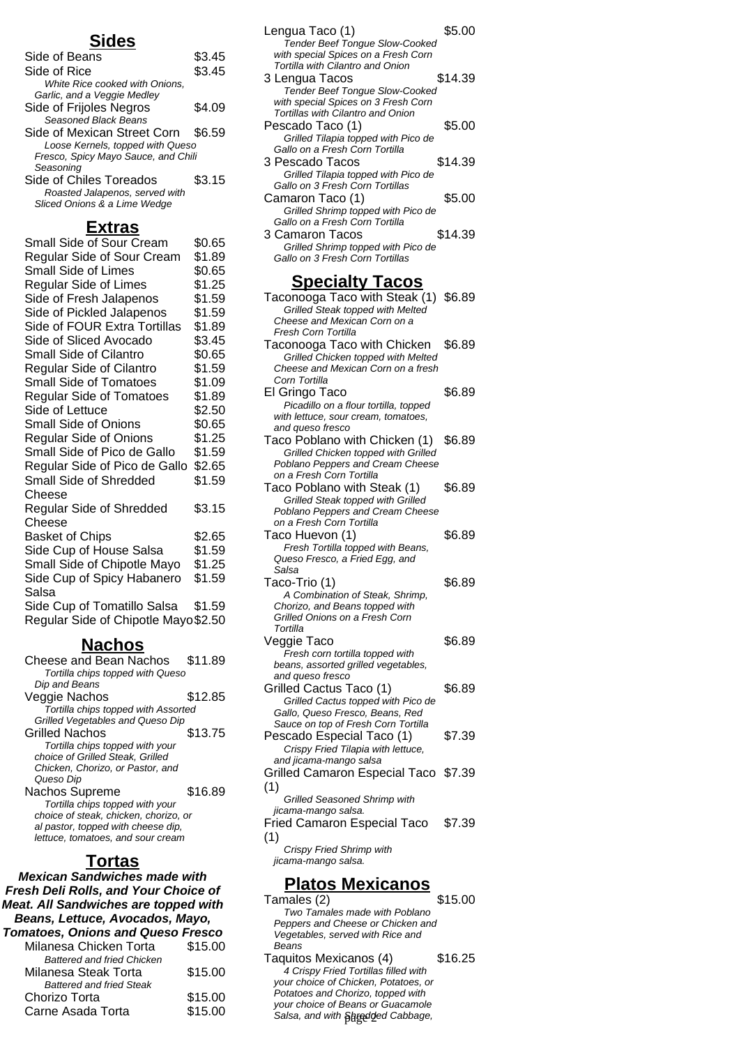## Sides

Side of Beans $3.45

Side of Rice $3.45
*White Rice cooked with Onions, Garlic, and a Veggie Medley*

Side of Frijoles Negros $4.09
*Seasoned Black Beans*

Side of Mexican Street Corn $6.59
*Loose Kernels, topped with Queso Fresco, Spicy Mayo Sauce, and Chili Seasoning*

Side of Chiles Toreados $3.15
*Roasted Jalapenos, served with Sliced Onions & a Lime Wedge*

## Extras

| Item | Price |
|---|---|
| Small Side of Sour Cream | $0.65 |
| Regular Side of Sour Cream | $1.89 |
| Small Side of Limes | $0.65 |
| Regular Side of Limes | $1.25 |
| Side of Fresh Jalapenos | $1.59 |
| Side of Pickled Jalapenos | $1.59 |
| Side of FOUR Extra Tortillas | $1.89 |
| Side of Sliced Avocado | $3.45 |
| Small Side of Cilantro | $0.65 |
| Regular Side of Cilantro | $1.59 |
| Small Side of Tomatoes | $1.09 |
| Regular Side of Tomatoes | $1.89 |
| Side of Lettuce | $2.50 |
| Small Side of Onions | $0.65 |
| Regular Side of Onions | $1.25 |
| Small Side of Pico de Gallo | $1.59 |
| Regular Side of Pico de Gallo | $2.65 |
| Small Side of Shredded Cheese | $1.59 |
| Regular Side of Shredded Cheese | $3.15 |
| Basket of Chips | $2.65 |
| Side Cup of House Salsa | $1.59 |
| Small Side of Chipotle Mayo | $1.25 |
| Side Cup of Spicy Habanero Salsa | $1.59 |
| Side Cup of Tomatillo Salsa | $1.59 |
| Regular Side of Chipotle Mayo | $2.50 |

## Nachos

Cheese and Bean Nachos $11.89
*Tortilla chips topped with Queso Dip and Beans*

Veggie Nachos $12.85
*Tortilla chips topped with Assorted Grilled Vegetables and Queso Dip*

Grilled Nachos $13.75
*Tortilla chips topped with your choice of Grilled Steak, Grilled Chicken, Chorizo, or Pastor, and Queso Dip*

Nachos Supreme $16.89
*Tortilla chips topped with your choice of steak, chicken, chorizo, or al pastor, topped with cheese dip, lettuce, tomatoes, and sour cream*

## Tortas

***Mexican Sandwiches made with Fresh Deli Rolls, and Your Choice of Meat. All Sandwiches are topped with Beans, Lettuce, Avocados, Mayo, Tomatoes, Onions and Queso Fresco***

Milanesa Chicken Torta $15.00
*Battered and fried Chicken*

Milanesa Steak Torta $15.00
*Battered and fried Steak*

Chorizo Torta $15.00

Carne Asada Torta $15.00

Lengua Taco (1) $5.00
*Tender Beef Tongue Slow-Cooked with special Spices on a Fresh Corn Tortilla with Cilantro and Onion*

3 Lengua Tacos $14.39
*Tender Beef Tongue Slow-Cooked with special Spices on 3 Fresh Corn Tortillas with Cilantro and Onion*

Pescado Taco (1) $5.00
*Grilled Tilapia topped with Pico de Gallo on a Fresh Corn Tortilla*

3 Pescado Tacos $14.39
*Grilled Tilapia topped with Pico de Gallo on 3 Fresh Corn Tortillas*

Camaron Taco (1) $5.00
*Grilled Shrimp topped with Pico de Gallo on a Fresh Corn Tortilla*

3 Camaron Tacos $14.39
*Grilled Shrimp topped with Pico de Gallo on 3 Fresh Corn Tortillas*

## Specialty Tacos

Taconooga Taco with Steak (1) $6.89
*Grilled Steak topped with Melted Cheese and Mexican Corn on a Fresh Corn Tortilla*

Taconooga Taco with Chicken $6.89
*Grilled Chicken topped with Melted Cheese and Mexican Corn on a fresh Corn Tortilla*

El Gringo Taco $6.89
*Picadillo on a flour tortilla, topped with lettuce, sour cream, tomatoes, and queso fresco*

Taco Poblano with Chicken (1) $6.89
*Grilled Chicken topped with Grilled Poblano Peppers and Cream Cheese on a Fresh Corn Tortilla*

Taco Poblano with Steak (1) $6.89
*Grilled Steak topped with Grilled Poblano Peppers and Cream Cheese on a Fresh Corn Tortilla*

Taco Huevon (1) $6.89
*Fresh Tortilla topped with Beans, Queso Fresco, a Fried Egg, and Salsa*

Taco-Trio (1) $6.89
*A Combination of Steak, Shrimp, Chorizo, and Beans topped with Grilled Onions on a Fresh Corn Tortilla*

Veggie Taco $6.89
*Fresh corn tortilla topped with beans, assorted grilled vegetables, and queso fresco*

Grilled Cactus Taco (1) $6.89
*Grilled Cactus topped with Pico de Gallo, Queso Fresco, Beans, Red Sauce on top of Fresh Corn Tortilla*

Pescado Especial Taco (1) $7.39
*Crispy Fried Tilapia with lettuce, and jicama-mango salsa*

Grilled Camaron Especial Taco (1) $7.39
*Grilled Seasoned Shrimp with jicama-mango salsa.*

Fried Camaron Especial Taco (1) $7.39
*Crispy Fried Shrimp with jicama-mango salsa.*

## Platos Mexicanos

Tamales (2) $15.00
*Two Tamales made with Poblano Peppers and Cheese or Chicken and Vegetables, served with Rice and Beans*

Taquitos Mexicanos (4) $16.25
*4 Crispy Fried Tortillas filled with your choice of Chicken, Potatoes, or Potatoes and Chorizo, topped with your choice of Beans or Guacamole Salsa, and with Shredded Cabbage,*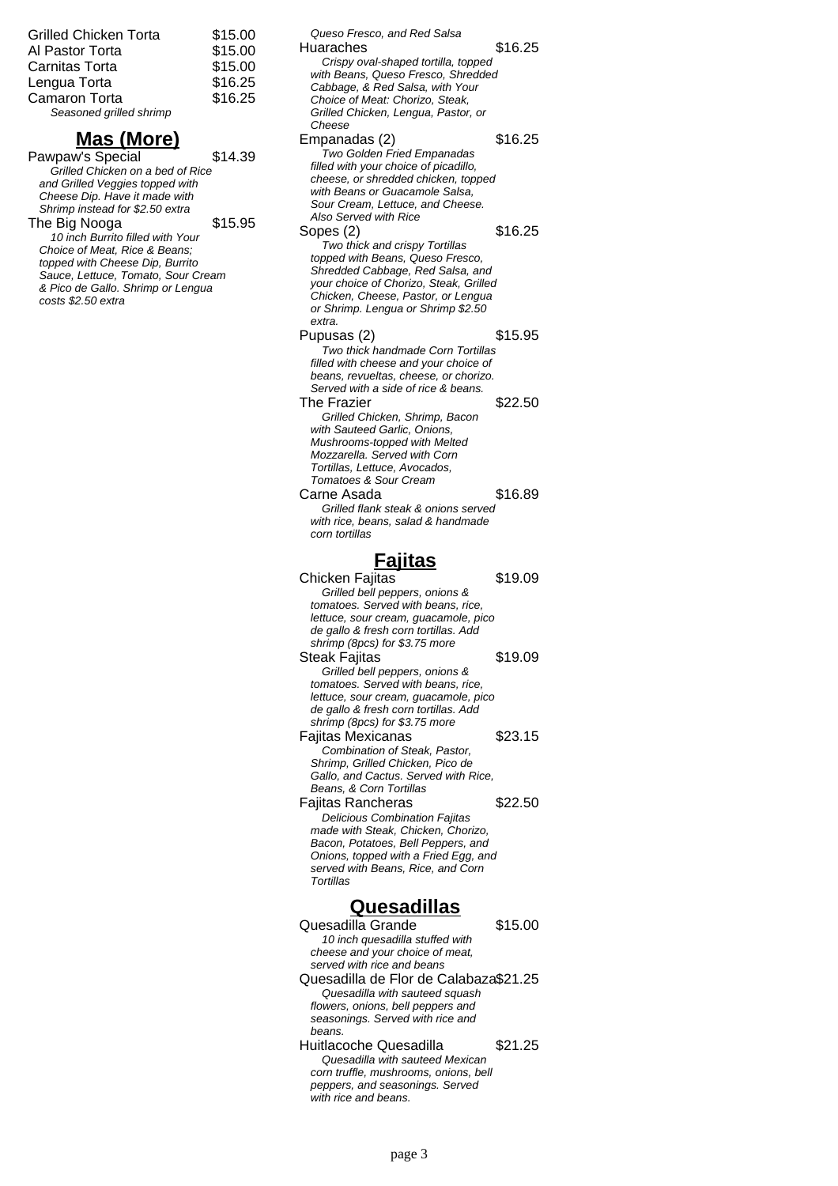Grilled Chicken Torta $15.00

Al Pastor Torta $15.00

Carnitas Torta $15.00

Lengua Torta $16.25

Camaron Torta $16.25

*Seasoned grilled shrimp*

## Mas (More)

Pawpaw's Special $14.39

*Grilled Chicken on a bed of Rice and Grilled Veggies topped with Cheese Dip. Have it made with Shrimp instead for $2.50 extra*

The Big Nooga $15.95

*10 inch Burrito filled with Your Choice of Meat, Rice & Beans; topped with Cheese Dip, Burrito Sauce, Lettuce, Tomato, Sour Cream & Pico de Gallo. Shrimp or Lengua costs $2.50 extra*

*Queso Fresco, and Red Salsa*

Huaraches $16.25

*Crispy oval-shaped tortilla, topped with Beans, Queso Fresco, Shredded Cabbage, & Red Salsa, with Your Choice of Meat: Chorizo, Steak, Grilled Chicken, Lengua, Pastor, or Cheese*

Empanadas (2) $16.25

*Two Golden Fried Empanadas filled with your choice of picadillo, cheese, or shredded chicken, topped with Beans or Guacamole Salsa, Sour Cream, Lettuce, and Cheese. Also Served with Rice*

Sopes (2) $16.25

*Two thick and crispy Tortillas topped with Beans, Queso Fresco, Shredded Cabbage, Red Salsa, and your choice of Chorizo, Steak, Grilled Chicken, Cheese, Pastor, or Lengua or Shrimp. Lengua or Shrimp $2.50 extra.*

Pupusas (2) $15.95

*Two thick handmade Corn Tortillas filled with cheese and your choice of beans, revueltas, cheese, or chorizo. Served with a side of rice & beans.*

The Frazier $22.50

*Grilled Chicken, Shrimp, Bacon with Sauteed Garlic, Onions, Mushrooms-topped with Melted Mozzarella. Served with Corn Tortillas, Lettuce, Avocados, Tomatoes & Sour Cream*

Carne Asada $16.89

*Grilled flank steak & onions served with rice, beans, salad & handmade corn tortillas*

## Fajitas

Chicken Fajitas $19.09

*Grilled bell peppers, onions & tomatoes. Served with beans, rice, lettuce, sour cream, guacamole, pico de gallo & fresh corn tortillas. Add shrimp (8pcs) for $3.75 more*

Steak Fajitas $19.09

*Grilled bell peppers, onions & tomatoes. Served with beans, rice, lettuce, sour cream, guacamole, pico de gallo & fresh corn tortillas. Add shrimp (8pcs) for $3.75 more*

Fajitas Mexicanas $23.15

*Combination of Steak, Pastor, Shrimp, Grilled Chicken, Pico de Gallo, and Cactus. Served with Rice, Beans, & Corn Tortillas*

Fajitas Rancheras $22.50

*Delicious Combination Fajitas made with Steak, Chicken, Chorizo, Bacon, Potatoes, Bell Peppers, and Onions, topped with a Fried Egg, and served with Beans, Rice, and Corn Tortillas*

## Quesadillas

Quesadilla Grande $15.00

*10 inch quesadilla stuffed with cheese and your choice of meat, served with rice and beans*

Quesadilla de Flor de Calabaza $21.25

*Quesadilla with sauteed squash flowers, onions, bell peppers and seasonings. Served with rice and beans.*

Huitlacoche Quesadilla $21.25

*Quesadilla with sauteed Mexican corn truffle, mushrooms, onions, bell peppers, and seasonings. Served with rice and beans.*